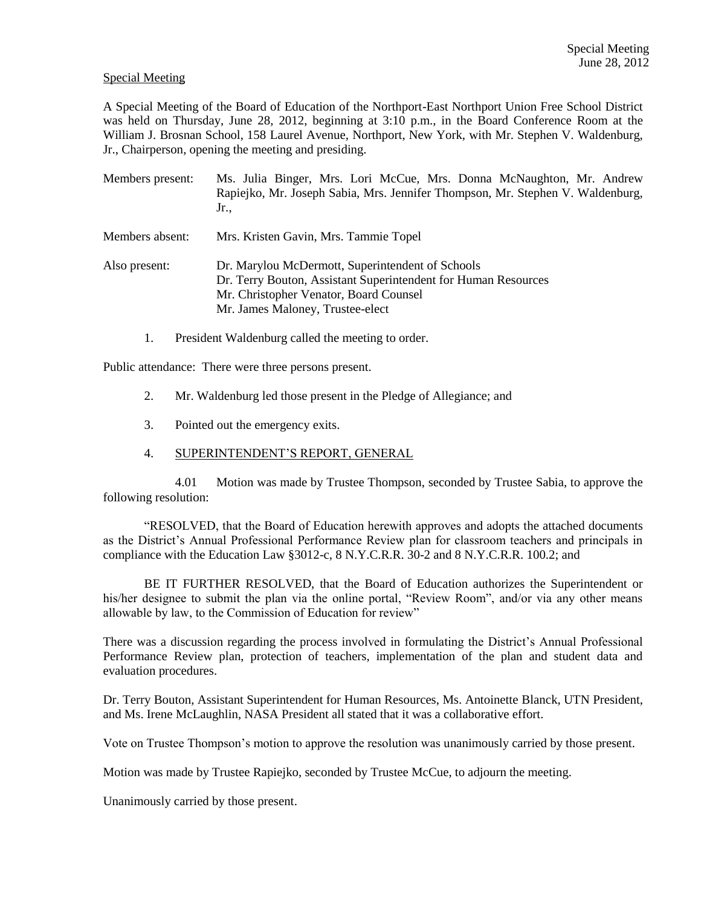Special Meeting

A Special Meeting of the Board of Education of the Northport-East Northport Union Free School District was held on Thursday, June 28, 2012, beginning at 3:10 p.m., in the Board Conference Room at the William J. Brosnan School, 158 Laurel Avenue, Northport, New York, with Mr. Stephen V. Waldenburg, Jr., Chairperson, opening the meeting and presiding.

Members present: Ms. Julia Binger, Mrs. Lori McCue, Mrs. Donna McNaughton, Mr. Andrew Rapiejko, Mr. Joseph Sabia, Mrs. Jennifer Thompson, Mr. Stephen V. Waldenburg, Jr.,

Members absent: Mrs. Kristen Gavin, Mrs. Tammie Topel

Also present: Dr. Marylou McDermott, Superintendent of Schools
Dr. Terry Bouton, Assistant Superintendent for Human Resources
Mr. Christopher Venator, Board Counsel
Mr. James Maloney, Trustee-elect

1. President Waldenburg called the meeting to order.

Public attendance: There were three persons present.

2. Mr. Waldenburg led those present in the Pledge of Allegiance; and

3. Pointed out the emergency exits.

4. SUPERINTENDENT'S REPORT, GENERAL

4.01 Motion was made by Trustee Thompson, seconded by Trustee Sabia, to approve the following resolution:

"RESOLVED, that the Board of Education herewith approves and adopts the attached documents as the District's Annual Professional Performance Review plan for classroom teachers and principals in compliance with the Education Law §3012-c, 8 N.Y.C.R.R. 30-2 and 8 N.Y.C.R.R. 100.2; and

BE IT FURTHER RESOLVED, that the Board of Education authorizes the Superintendent or his/her designee to submit the plan via the online portal, "Review Room", and/or via any other means allowable by law, to the Commission of Education for review"

There was a discussion regarding the process involved in formulating the District's Annual Professional Performance Review plan, protection of teachers, implementation of the plan and student data and evaluation procedures.

Dr. Terry Bouton, Assistant Superintendent for Human Resources, Ms. Antoinette Blanck, UTN President, and Ms. Irene McLaughlin, NASA President all stated that it was a collaborative effort.

Vote on Trustee Thompson's motion to approve the resolution was unanimously carried by those present.

Motion was made by Trustee Rapiejko, seconded by Trustee McCue, to adjourn the meeting.

Unanimously carried by those present.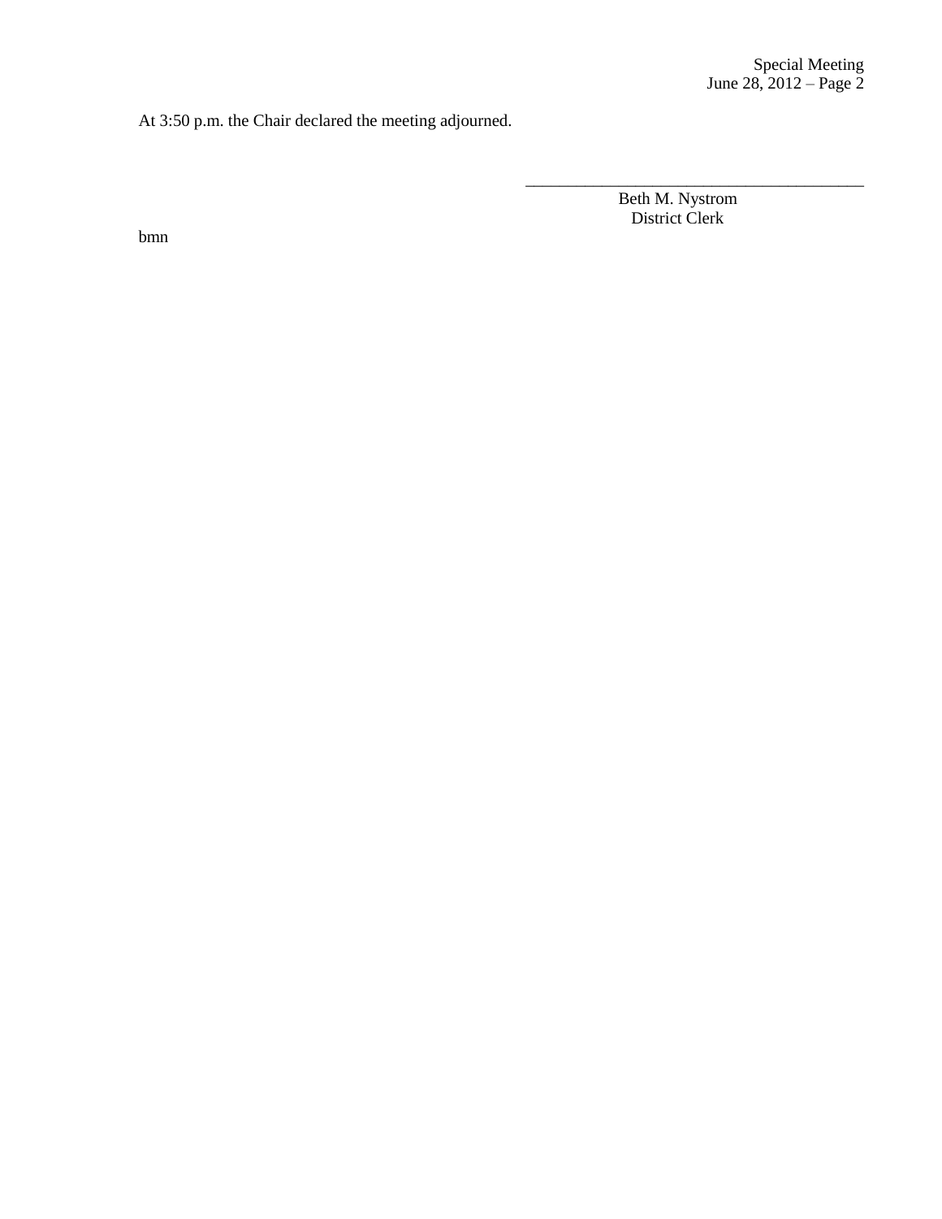At 3:50 p.m. the Chair declared the meeting adjourned.

\_\_\_\_\_\_\_\_\_\_\_\_\_\_\_\_\_\_\_\_\_\_\_\_\_\_\_\_\_\_\_\_\_\_\_\_\_\_\_\_

Beth M. Nystrom
District Clerk

bmn